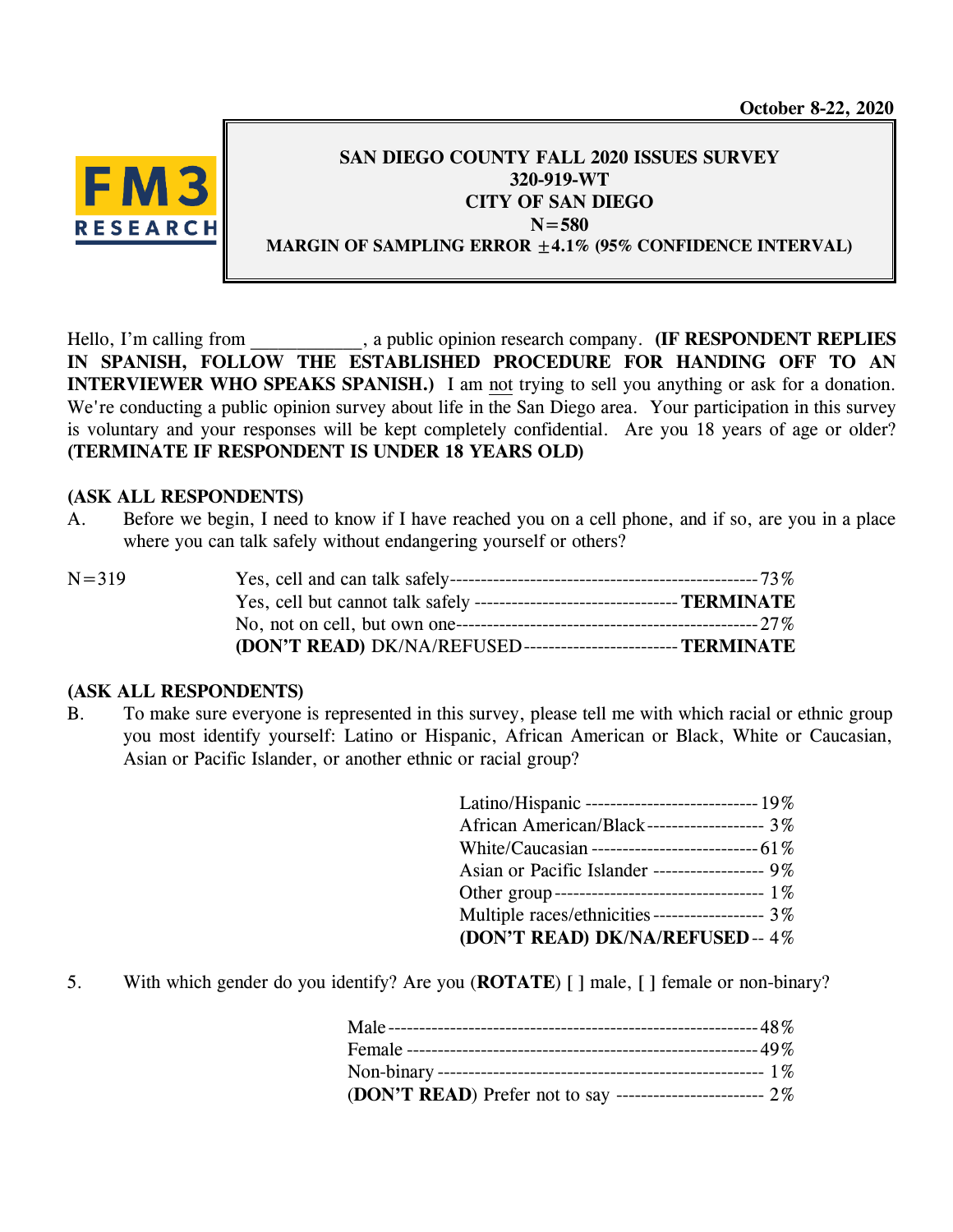October 8-22, 2020

FM3 RESEARCH

**SAN DIEGO COUNTY FALL 2020 ISSUES SURVEY**
**320-919-WT**
**CITY OF SAN DIEGO**
**N=580**
**MARGIN OF SAMPLING ERROR ±4.1% (95% CONFIDENCE INTERVAL)**

Hello, I'm calling from ___________, a public opinion research company. **(IF RESPONDENT REPLIES IN SPANISH, FOLLOW THE ESTABLISHED PROCEDURE FOR HANDING OFF TO AN INTERVIEWER WHO SPEAKS SPANISH.)** I am not trying to sell you anything or ask for a donation. We're conducting a public opinion survey about life in the San Diego area. Your participation in this survey is voluntary and your responses will be kept completely confidential. Are you 18 years of age or older? **(TERMINATE IF RESPONDENT IS UNDER 18 YEARS OLD)**

**(ASK ALL RESPONDENTS)**

A. Before we begin, I need to know if I have reached you on a cell phone, and if so, are you in a place where you can talk safely without endangering yourself or others?

N=319

| Response | % |
|---|---|
| Yes, cell and can talk safely | 73% |
| Yes, cell but cannot talk safely | **TERMINATE** |
| No, not on cell, but own one | 27% |
| **(DON'T READ)** DK/NA/REFUSED | **TERMINATE** |

**(ASK ALL RESPONDENTS)**

B. To make sure everyone is represented in this survey, please tell me with which racial or ethnic group you most identify yourself: Latino or Hispanic, African American or Black, White or Caucasian, Asian or Pacific Islander, or another ethnic or racial group?

| Response | % |
|---|---|
| Latino/Hispanic | 19% |
| African American/Black | 3% |
| White/Caucasian | 61% |
| Asian or Pacific Islander | 9% |
| Other group | 1% |
| Multiple races/ethnicities | 3% |
| **(DON'T READ) DK/NA/REFUSED** | 4% |

5. With which gender do you identify? Are you (**ROTATE**) [ ] male, [ ] female or non-binary?

| Response | % |
|---|---|
| Male | 48% |
| Female | 49% |
| Non-binary | 1% |
| (**DON'T READ**) Prefer not to say | 2% |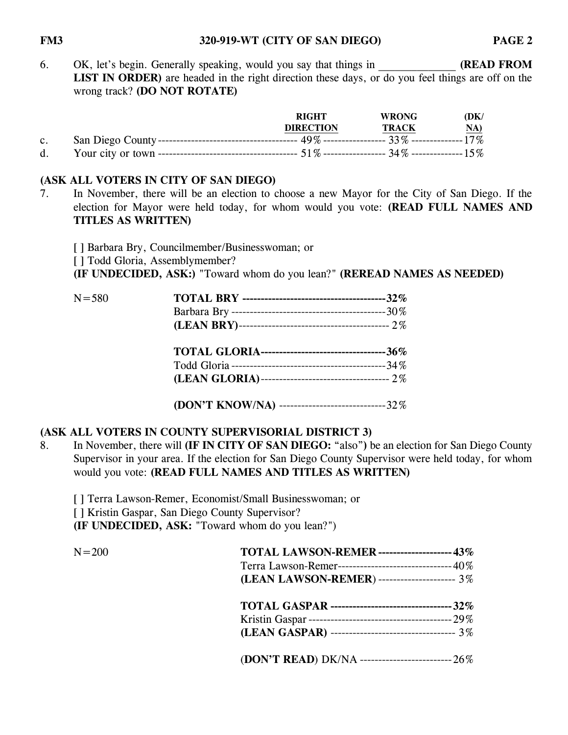6. OK, let's begin. Generally speaking, would you say that things in _____________ **(READ FROM LIST IN ORDER)** are headed in the right direction these days, or do you feel things are off on the wrong track? **(DO NOT ROTATE)**

| | | RIGHT DIRECTION | WRONG TRACK | (DK/ NA) |
|---|---|---|---|---|
| c. | San Diego County | 49% | 33% | 17% |
| d. | Your city or town | 51% | 34% | 15% |

**(ASK ALL VOTERS IN CITY OF SAN DIEGO)**

7. In November, there will be an election to choose a new Mayor for the City of San Diego. If the election for Mayor were held today, for whom would you vote: **(READ FULL NAMES AND TITLES AS WRITTEN)**

   [ ] Barbara Bry, Councilmember/Businesswoman; or
   [ ] Todd Gloria, Assemblymember?
   **(IF UNDECIDED, ASK:)** "Toward whom do you lean?" **(REREAD NAMES AS NEEDED)**

| N=580 | | |
|---|---|---|
| | **TOTAL BRY** | **32%** |
| | Barbara Bry | 30% |
| | **(LEAN BRY)** | 2% |
| | **TOTAL GLORIA** | **36%** |
| | Todd Gloria | 34% |
| | **(LEAN GLORIA)** | 2% |
| | **(DON'T KNOW/NA)** | 32% |

**(ASK ALL VOTERS IN COUNTY SUPERVISORIAL DISTRICT 3)**

8. In November, there will **(IF IN CITY OF SAN DIEGO:** "also"**)** be an election for San Diego County Supervisor in your area. If the election for San Diego County Supervisor were held today, for whom would you vote: **(READ FULL NAMES AND TITLES AS WRITTEN)**

   [ ] Terra Lawson-Remer, Economist/Small Businesswoman; or
   [ ] Kristin Gaspar, San Diego County Supervisor?
   **(IF UNDECIDED, ASK:** "Toward whom do you lean?")

| N=200 | | |
|---|---|---|
| | **TOTAL LAWSON-REMER** | **43%** |
| | Terra Lawson-Remer | 40% |
| | **(LEAN LAWSON-REMER)** | 3% |
| | **TOTAL GASPAR** | **32%** |
| | Kristin Gaspar | 29% |
| | **(LEAN GASPAR)** | 3% |
| | (**DON'T READ**) DK/NA | 26% |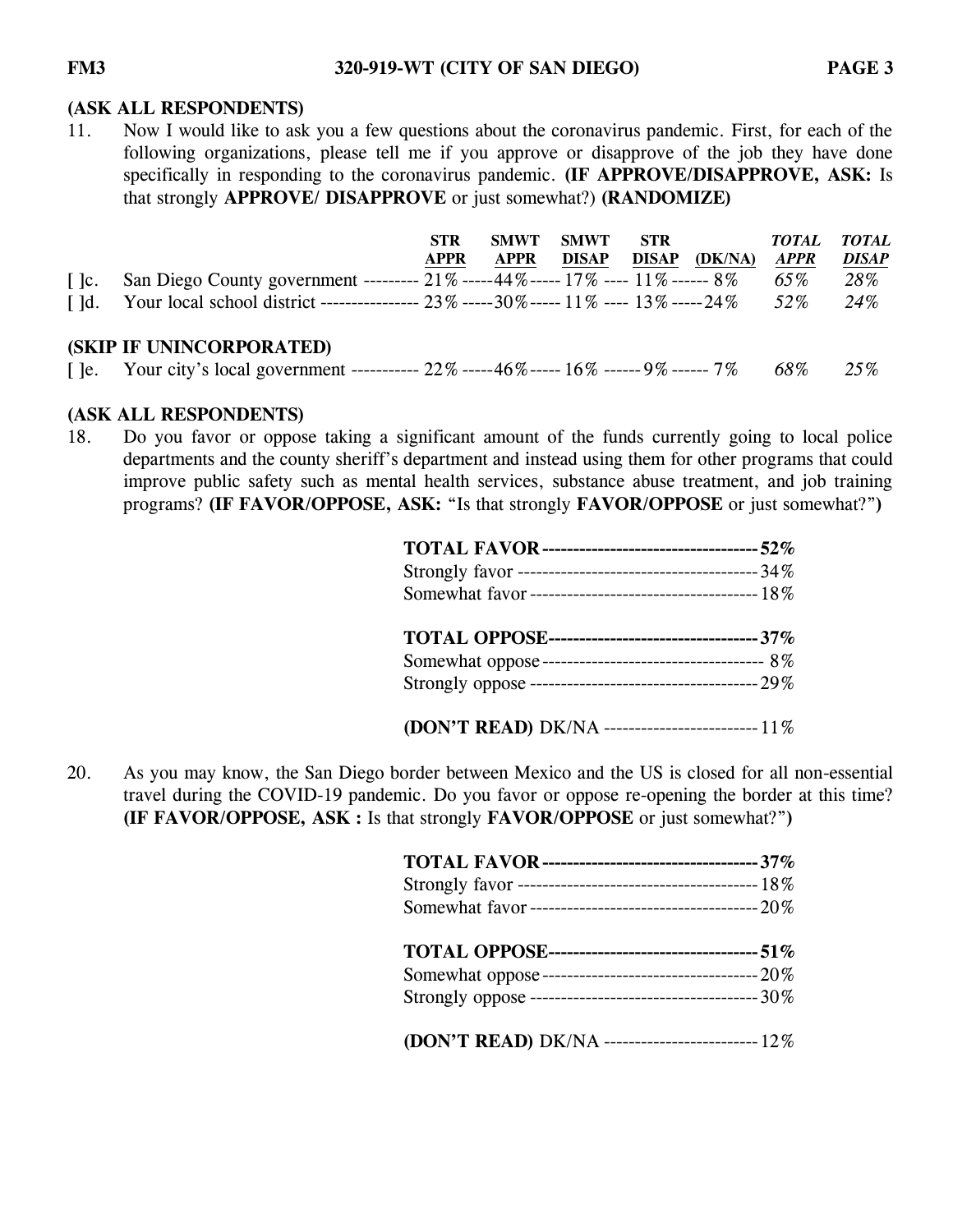**(ASK ALL RESPONDENTS)**

11. Now I would like to ask you a few questions about the coronavirus pandemic. First, for each of the following organizations, please tell me if you approve or disapprove of the job they have done specifically in responding to the coronavirus pandemic. **(IF APPROVE/DISAPPROVE, ASK:** Is that strongly **APPROVE/ DISAPPROVE** or just somewhat?) **(RANDOMIZE)**

| | | STR APPR | SMWT APPR | SMWT DISAP | STR DISAP | (DK/NA) | *TOTAL APPR* | *TOTAL DISAP* |
|---|---|---|---|---|---|---|---|---|
| [ ]c. | San Diego County government | 21% | 44% | 17% | 11% | 8% | *65%* | *28%* |
| [ ]d. | Your local school district | 23% | 30% | 11% | 13% | 24% | *52%* | *24%* |
| | **(SKIP IF UNINCORPORATED)** | | | | | | | |
| [ ]e. | Your city's local government | 22% | 46% | 16% | 9% | 7% | *68%* | *25%* |

**(ASK ALL RESPONDENTS)**

18. Do you favor or oppose taking a significant amount of the funds currently going to local police departments and the county sheriff's department and instead using them for other programs that could improve public safety such as mental health services, substance abuse treatment, and job training programs? **(IF FAVOR/OPPOSE, ASK:** "Is that strongly **FAVOR/OPPOSE** or just somewhat?"**)**

| | |
|---|---|
| **TOTAL FAVOR** | **52%** |
| Strongly favor | 34% |
| Somewhat favor | 18% |
| **TOTAL OPPOSE** | **37%** |
| Somewhat oppose | 8% |
| Strongly oppose | 29% |
| **(DON'T READ)** DK/NA | 11% |

20. As you may know, the San Diego border between Mexico and the US is closed for all non-essential travel during the COVID-19 pandemic. Do you favor or oppose re-opening the border at this time? **(IF FAVOR/OPPOSE, ASK :** Is that strongly **FAVOR/OPPOSE** or just somewhat?"**)**

| | |
|---|---|
| **TOTAL FAVOR** | **37%** |
| Strongly favor | 18% |
| Somewhat favor | 20% |
| **TOTAL OPPOSE** | **51%** |
| Somewhat oppose | 20% |
| Strongly oppose | 30% |
| **(DON'T READ)** DK/NA | 12% |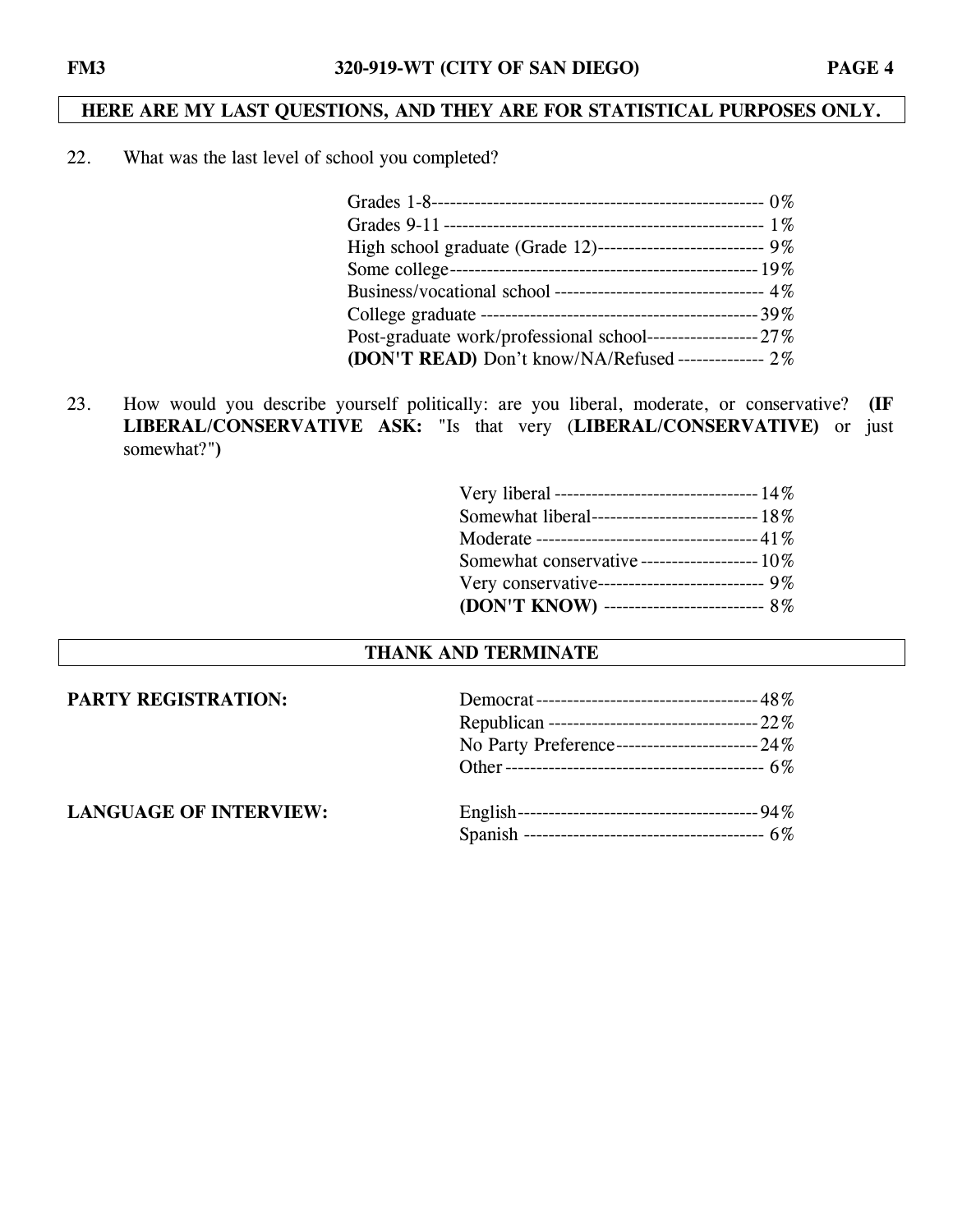**HERE ARE MY LAST QUESTIONS, AND THEY ARE FOR STATISTICAL PURPOSES ONLY.**

22. What was the last level of school you completed?

| | |
|---|---|
| Grades 1-8 | 0% |
| Grades 9-11 | 1% |
| High school graduate (Grade 12) | 9% |
| Some college | 19% |
| Business/vocational school | 4% |
| College graduate | 39% |
| Post-graduate work/professional school | 27% |
| **(DON'T READ)** Don't know/NA/Refused | 2% |

23. How would you describe yourself politically: are you liberal, moderate, or conservative? **(IF LIBERAL/CONSERVATIVE ASK:** "Is that very (**LIBERAL/CONSERVATIVE)** or just somewhat?"**)**

| | |
|---|---|
| Very liberal | 14% |
| Somewhat liberal | 18% |
| Moderate | 41% |
| Somewhat conservative | 10% |
| Very conservative | 9% |
| **(DON'T KNOW)** | 8% |

**THANK AND TERMINATE**

**PARTY REGISTRATION:**

| | |
|---|---|
| Democrat | 48% |
| Republican | 22% |
| No Party Preference | 24% |
| Other | 6% |

**LANGUAGE OF INTERVIEW:**

| | |
|---|---|
| English | 94% |
| Spanish | 6% |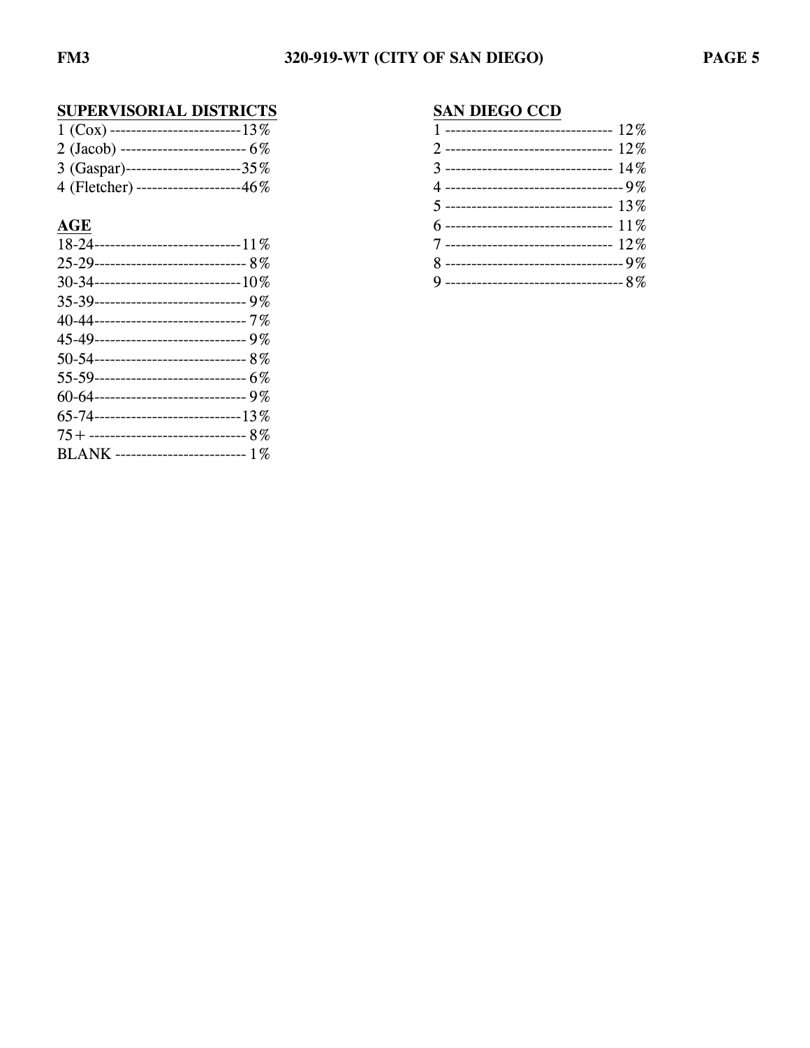**SUPERVISORIAL DISTRICTS**

1 (Cox) --------------------------13%
2 (Jacob) ------------------------- 6%
3 (Gaspar)-----------------------35%
4 (Fletcher) ---------------------46%

**AGE**

18-24-----------------------------11%
25-29------------------------------ 8%
30-34-----------------------------10%
35-39------------------------------ 9%
40-44------------------------------ 7%
45-49------------------------------ 9%
50-54------------------------------ 8%
55-59------------------------------ 6%
60-64------------------------------ 9%
65-74-----------------------------13%
75+ ------------------------------- 8%
BLANK ------------------------- 1%

**SAN DIEGO CCD**

1 --------------------------------- 12%
2 --------------------------------- 12%
3 --------------------------------- 14%
4 -----------------------------------9%
5 --------------------------------- 13%
6 --------------------------------- 11%
7 --------------------------------- 12%
8 -----------------------------------9%
9 -----------------------------------8%